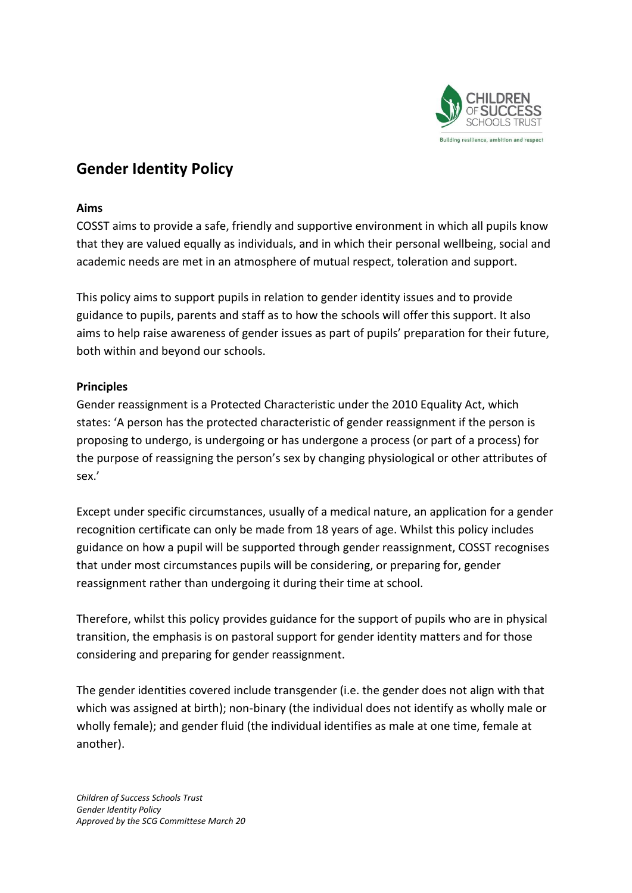# Gender Identity Policy

**Aims**

COSST aims to provide a safe, friendly and supportive environment in which all pupils know that they are valued equally as individuals, and in which their personal wellbeing, social and academic needs are met in an atmosphere of mutual respect, toleration and support.

This policy aims to support pupils in relation to gender identity issues and to provide guidance to pupils, parents and staff as to how the schools will offer this support. It also aims to help raise awareness of gender issues as part of pupils' preparation for their future, both within and beyond our schools.

**Principles**

Gender reassignment is a Protected Characteristic under the 2010 Equality Act, which states: 'A person has the protected characteristic of gender reassignment if the person is proposing to undergo, is undergoing or has undergone a process (or part of a process) for the purpose of reassigning the person's sex by changing physiological or other attributes of sex.'

Except under specific circumstances, usually of a medical nature, an application for a gender recognition certificate can only be made from 18 years of age. Whilst this policy includes guidance on how a pupil will be supported through gender reassignment, COSST recognises that under most circumstances pupils will be considering, or preparing for, gender reassignment rather than undergoing it during their time at school.

Therefore, whilst this policy provides guidance for the support of pupils who are in physical transition, the emphasis is on pastoral support for gender identity matters and for those considering and preparing for gender reassignment.

The gender identities covered include transgender (i.e. the gender does not align with that which was assigned at birth); non-binary (the individual does not identify as wholly male or wholly female); and gender fluid (the individual identifies as male at one time, female at another).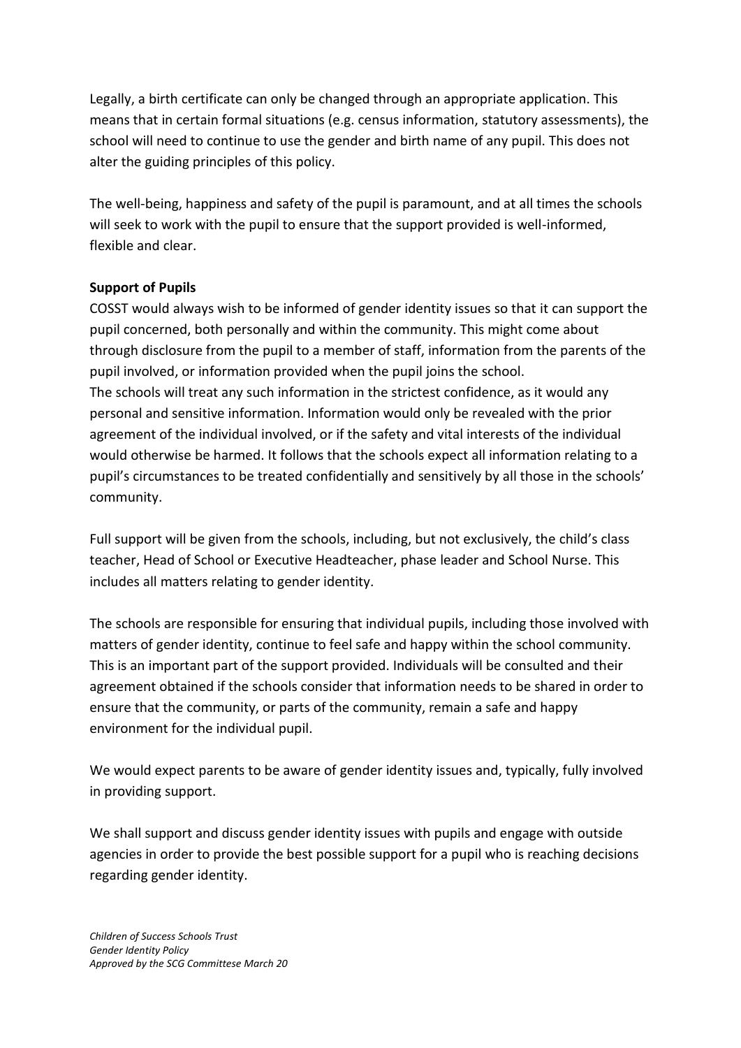Legally, a birth certificate can only be changed through an appropriate application. This means that in certain formal situations (e.g. census information, statutory assessments), the school will need to continue to use the gender and birth name of any pupil. This does not alter the guiding principles of this policy.

The well-being, happiness and safety of the pupil is paramount, and at all times the schools will seek to work with the pupil to ensure that the support provided is well-informed, flexible and clear.

**Support of Pupils**

COSST would always wish to be informed of gender identity issues so that it can support the pupil concerned, both personally and within the community. This might come about through disclosure from the pupil to a member of staff, information from the parents of the pupil involved, or information provided when the pupil joins the school.
The schools will treat any such information in the strictest confidence, as it would any personal and sensitive information. Information would only be revealed with the prior agreement of the individual involved, or if the safety and vital interests of the individual would otherwise be harmed. It follows that the schools expect all information relating to a pupil's circumstances to be treated confidentially and sensitively by all those in the schools' community.

Full support will be given from the schools, including, but not exclusively, the child's class teacher, Head of School or Executive Headteacher, phase leader and School Nurse. This includes all matters relating to gender identity.

The schools are responsible for ensuring that individual pupils, including those involved with matters of gender identity, continue to feel safe and happy within the school community. This is an important part of the support provided. Individuals will be consulted and their agreement obtained if the schools consider that information needs to be shared in order to ensure that the community, or parts of the community, remain a safe and happy environment for the individual pupil.

We would expect parents to be aware of gender identity issues and, typically, fully involved in providing support.

We shall support and discuss gender identity issues with pupils and engage with outside agencies in order to provide the best possible support for a pupil who is reaching decisions regarding gender identity.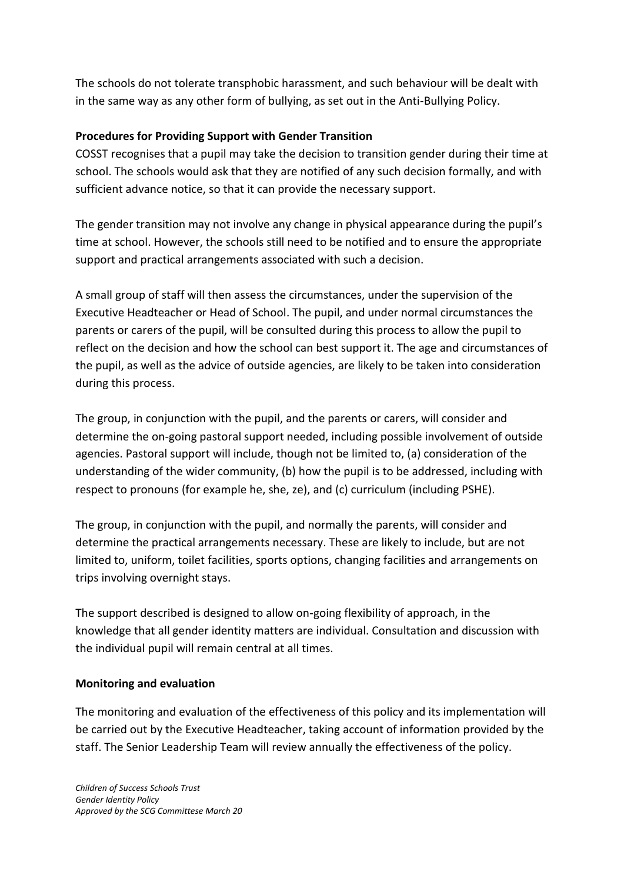The schools do not tolerate transphobic harassment, and such behaviour will be dealt with in the same way as any other form of bullying, as set out in the Anti-Bullying Policy.

**Procedures for Providing Support with Gender Transition**

COSST recognises that a pupil may take the decision to transition gender during their time at school. The schools would ask that they are notified of any such decision formally, and with sufficient advance notice, so that it can provide the necessary support.

The gender transition may not involve any change in physical appearance during the pupil's time at school. However, the schools still need to be notified and to ensure the appropriate support and practical arrangements associated with such a decision.

A small group of staff will then assess the circumstances, under the supervision of the Executive Headteacher or Head of School. The pupil, and under normal circumstances the parents or carers of the pupil, will be consulted during this process to allow the pupil to reflect on the decision and how the school can best support it. The age and circumstances of the pupil, as well as the advice of outside agencies, are likely to be taken into consideration during this process.

The group, in conjunction with the pupil, and the parents or carers, will consider and determine the on-going pastoral support needed, including possible involvement of outside agencies. Pastoral support will include, though not be limited to, (a) consideration of the understanding of the wider community, (b) how the pupil is to be addressed, including with respect to pronouns (for example he, she, ze), and (c) curriculum (including PSHE).

The group, in conjunction with the pupil, and normally the parents, will consider and determine the practical arrangements necessary. These are likely to include, but are not limited to, uniform, toilet facilities, sports options, changing facilities and arrangements on trips involving overnight stays.

The support described is designed to allow on-going flexibility of approach, in the knowledge that all gender identity matters are individual. Consultation and discussion with the individual pupil will remain central at all times.

**Monitoring and evaluation**

The monitoring and evaluation of the effectiveness of this policy and its implementation will be carried out by the Executive Headteacher, taking account of information provided by the staff. The Senior Leadership Team will review annually the effectiveness of the policy.

*Children of Success Schools Trust*
*Gender Identity Policy*
*Approved by the SCG Committese March 20*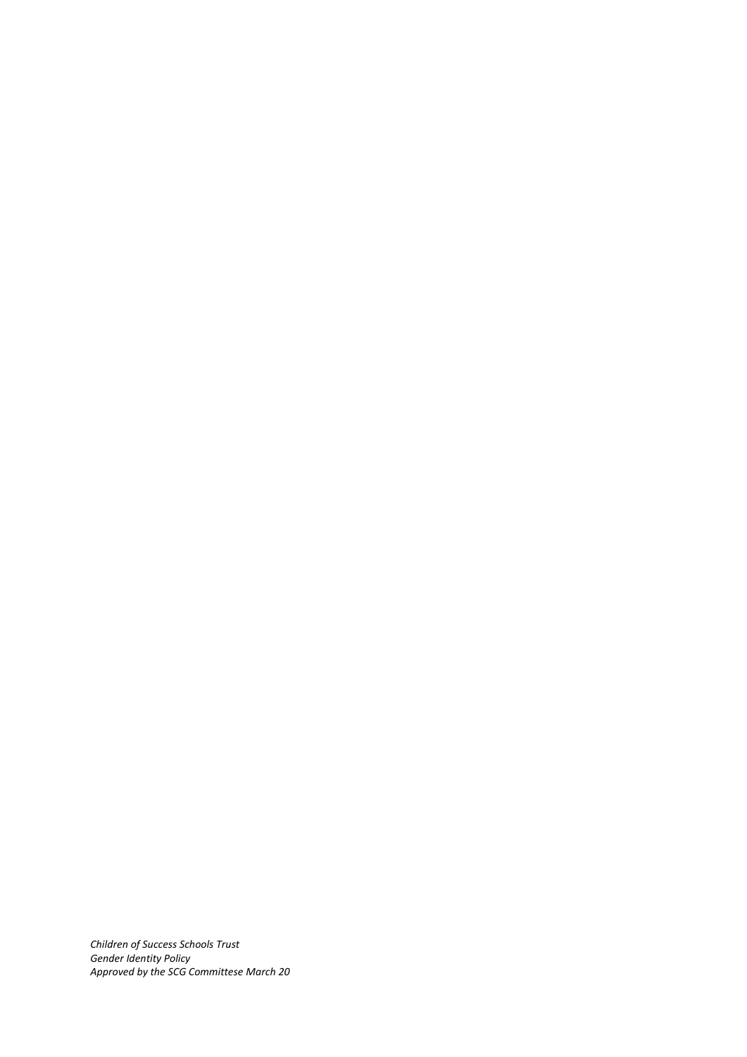*Children of Success Schools Trust*
*Gender Identity Policy*
*Approved by the SCG Committese March 20*